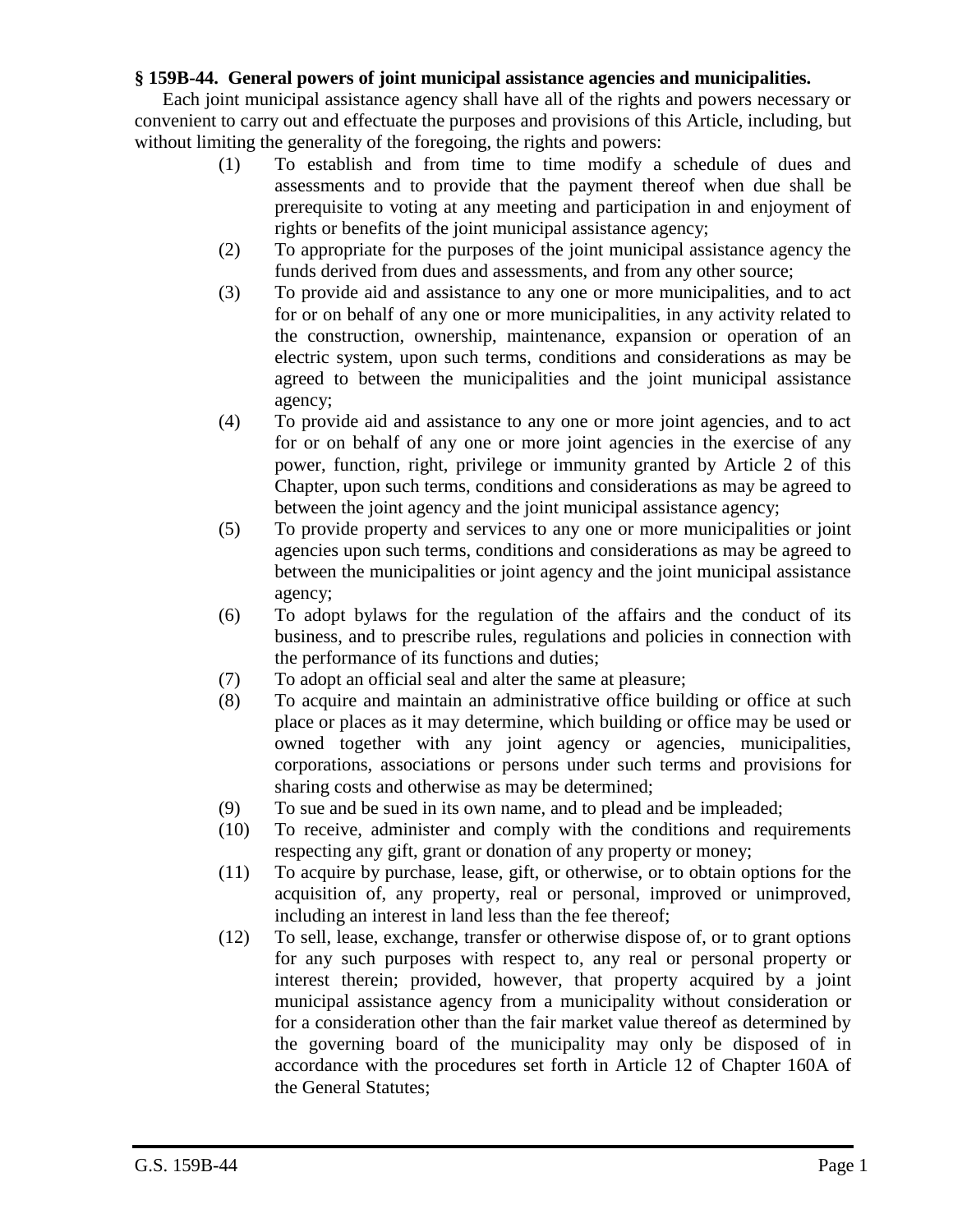**§ 159B-44. General powers of joint municipal assistance agencies and municipalities.**

Each joint municipal assistance agency shall have all of the rights and powers necessary or convenient to carry out and effectuate the purposes and provisions of this Article, including, but without limiting the generality of the foregoing, the rights and powers:

(1) To establish and from time to time modify a schedule of dues and assessments and to provide that the payment thereof when due shall be prerequisite to voting at any meeting and participation in and enjoyment of rights or benefits of the joint municipal assistance agency;

(2) To appropriate for the purposes of the joint municipal assistance agency the funds derived from dues and assessments, and from any other source;

(3) To provide aid and assistance to any one or more municipalities, and to act for or on behalf of any one or more municipalities, in any activity related to the construction, ownership, maintenance, expansion or operation of an electric system, upon such terms, conditions and considerations as may be agreed to between the municipalities and the joint municipal assistance agency;

(4) To provide aid and assistance to any one or more joint agencies, and to act for or on behalf of any one or more joint agencies in the exercise of any power, function, right, privilege or immunity granted by Article 2 of this Chapter, upon such terms, conditions and considerations as may be agreed to between the joint agency and the joint municipal assistance agency;

(5) To provide property and services to any one or more municipalities or joint agencies upon such terms, conditions and considerations as may be agreed to between the municipalities or joint agency and the joint municipal assistance agency;

(6) To adopt bylaws for the regulation of the affairs and the conduct of its business, and to prescribe rules, regulations and policies in connection with the performance of its functions and duties;

(7) To adopt an official seal and alter the same at pleasure;

(8) To acquire and maintain an administrative office building or office at such place or places as it may determine, which building or office may be used or owned together with any joint agency or agencies, municipalities, corporations, associations or persons under such terms and provisions for sharing costs and otherwise as may be determined;

(9) To sue and be sued in its own name, and to plead and be impleaded;

(10) To receive, administer and comply with the conditions and requirements respecting any gift, grant or donation of any property or money;

(11) To acquire by purchase, lease, gift, or otherwise, or to obtain options for the acquisition of, any property, real or personal, improved or unimproved, including an interest in land less than the fee thereof;

(12) To sell, lease, exchange, transfer or otherwise dispose of, or to grant options for any such purposes with respect to, any real or personal property or interest therein; provided, however, that property acquired by a joint municipal assistance agency from a municipality without consideration or for a consideration other than the fair market value thereof as determined by the governing board of the municipality may only be disposed of in accordance with the procedures set forth in Article 12 of Chapter 160A of the General Statutes;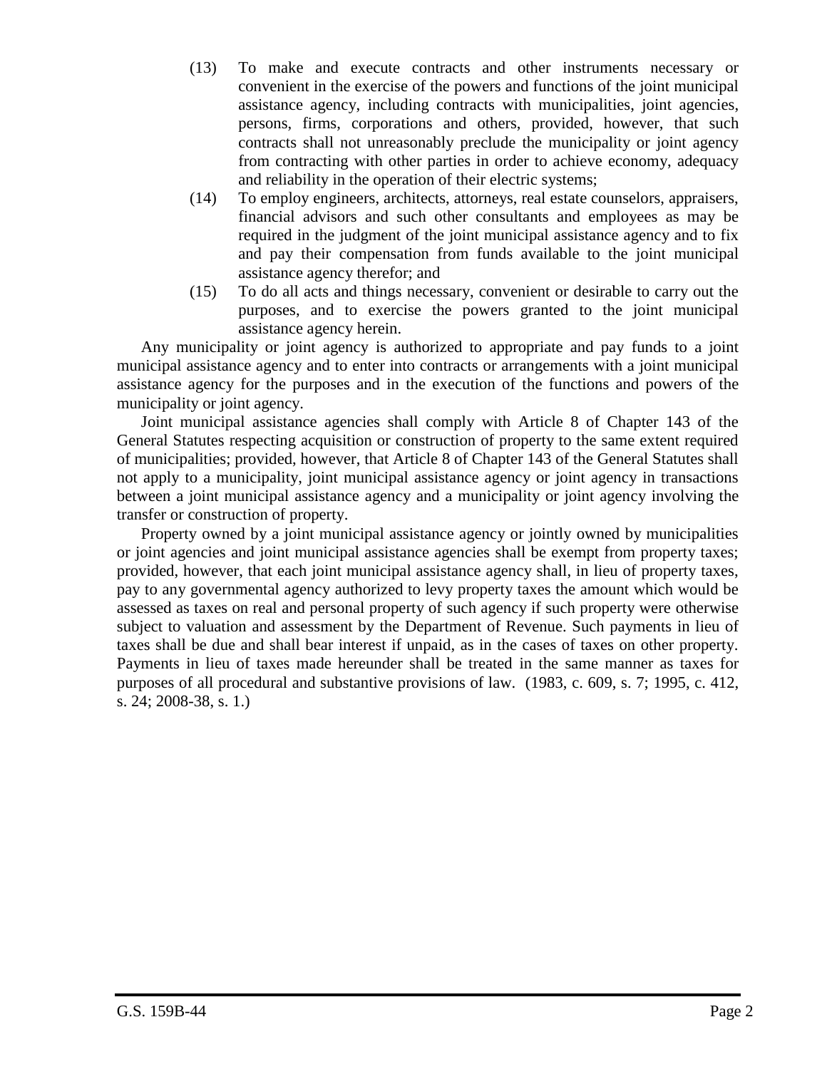(13) To make and execute contracts and other instruments necessary or convenient in the exercise of the powers and functions of the joint municipal assistance agency, including contracts with municipalities, joint agencies, persons, firms, corporations and others, provided, however, that such contracts shall not unreasonably preclude the municipality or joint agency from contracting with other parties in order to achieve economy, adequacy and reliability in the operation of their electric systems;

(14) To employ engineers, architects, attorneys, real estate counselors, appraisers, financial advisors and such other consultants and employees as may be required in the judgment of the joint municipal assistance agency and to fix and pay their compensation from funds available to the joint municipal assistance agency therefor; and

(15) To do all acts and things necessary, convenient or desirable to carry out the purposes, and to exercise the powers granted to the joint municipal assistance agency herein.

Any municipality or joint agency is authorized to appropriate and pay funds to a joint municipal assistance agency and to enter into contracts or arrangements with a joint municipal assistance agency for the purposes and in the execution of the functions and powers of the municipality or joint agency.

Joint municipal assistance agencies shall comply with Article 8 of Chapter 143 of the General Statutes respecting acquisition or construction of property to the same extent required of municipalities; provided, however, that Article 8 of Chapter 143 of the General Statutes shall not apply to a municipality, joint municipal assistance agency or joint agency in transactions between a joint municipal assistance agency and a municipality or joint agency involving the transfer or construction of property.

Property owned by a joint municipal assistance agency or jointly owned by municipalities or joint agencies and joint municipal assistance agencies shall be exempt from property taxes; provided, however, that each joint municipal assistance agency shall, in lieu of property taxes, pay to any governmental agency authorized to levy property taxes the amount which would be assessed as taxes on real and personal property of such agency if such property were otherwise subject to valuation and assessment by the Department of Revenue. Such payments in lieu of taxes shall be due and shall bear interest if unpaid, as in the cases of taxes on other property. Payments in lieu of taxes made hereunder shall be treated in the same manner as taxes for purposes of all procedural and substantive provisions of law. (1983, c. 609, s. 7; 1995, c. 412, s. 24; 2008-38, s. 1.)